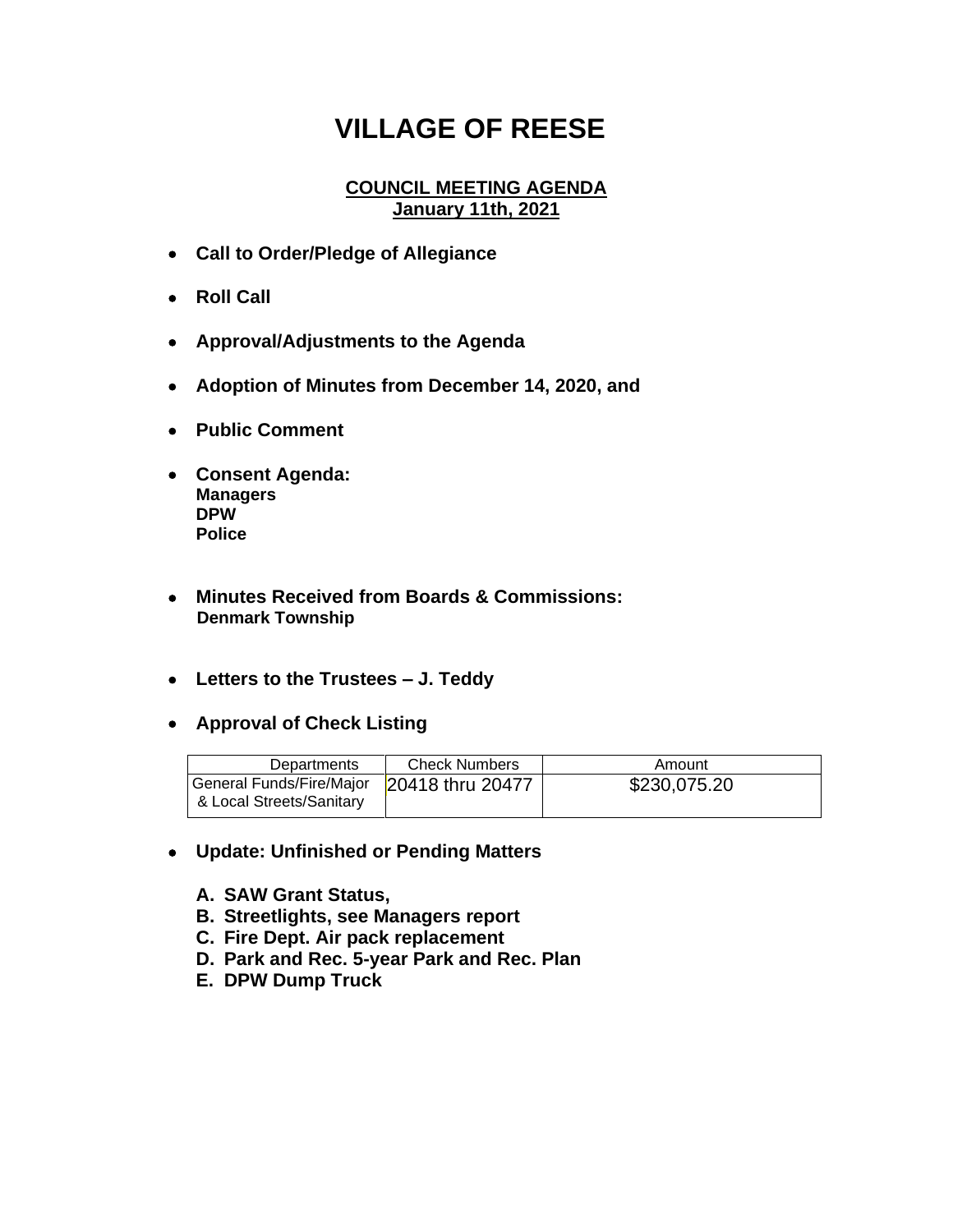# VILLAGE OF REESE

## COUNCIL MEETING AGENDA
## January 11th, 2021

- **Call to Order/Pledge of Allegiance**
- **Roll Call**
- **Approval/Adjustments to the Agenda**
- **Adoption of Minutes from December 14, 2020, and**
- **Public Comment**
- **Consent Agenda:**
  **Managers**
  **DPW**
  **Police**
- **Minutes Received from Boards & Commissions:**
  **Denmark Township**
- **Letters to the Trustees – J. Teddy**
- **Approval of Check Listing**

| Departments | Check Numbers | Amount |
|---|---|---|
| General Funds/Fire/Major & Local Streets/Sanitary | 20418 thru 20477 | $230,075.20 |

- **Update: Unfinished or Pending Matters**

  **A. SAW Grant Status,**
  **B. Streetlights, see Managers report**
  **C. Fire Dept. Air pack replacement**
  **D. Park and Rec. 5-year Park and Rec. Plan**
  **E. DPW Dump Truck**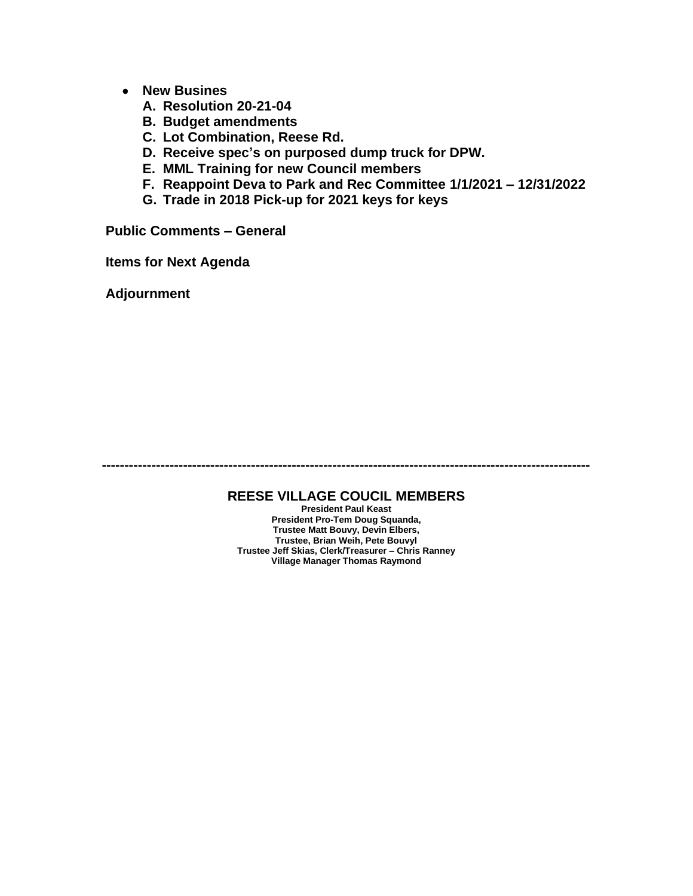- **New Busines**
  - **A. Resolution 20-21-04**
  - **B. Budget amendments**
  - **C. Lot Combination, Reese Rd.**
  - **D. Receive spec's on purposed dump truck for DPW.**
  - **E. MML Training for new Council members**
  - **F. Reappoint Deva to Park and Rec Committee 1/1/2021 – 12/31/2022**
  - **G. Trade in 2018 Pick-up for 2021 keys for keys**

**Public Comments – General**

**Items for Next Agenda**

**Adjournment**

---

## REESE VILLAGE COUCIL MEMBERS

**President Paul Keast**
**President Pro-Tem Doug Squanda,**
**Trustee Matt Bouvy, Devin Elbers,**
**Trustee, Brian Weih, Pete Bouvyl**
**Trustee Jeff Skias, Clerk/Treasurer – Chris Ranney**
**Village Manager Thomas Raymond**